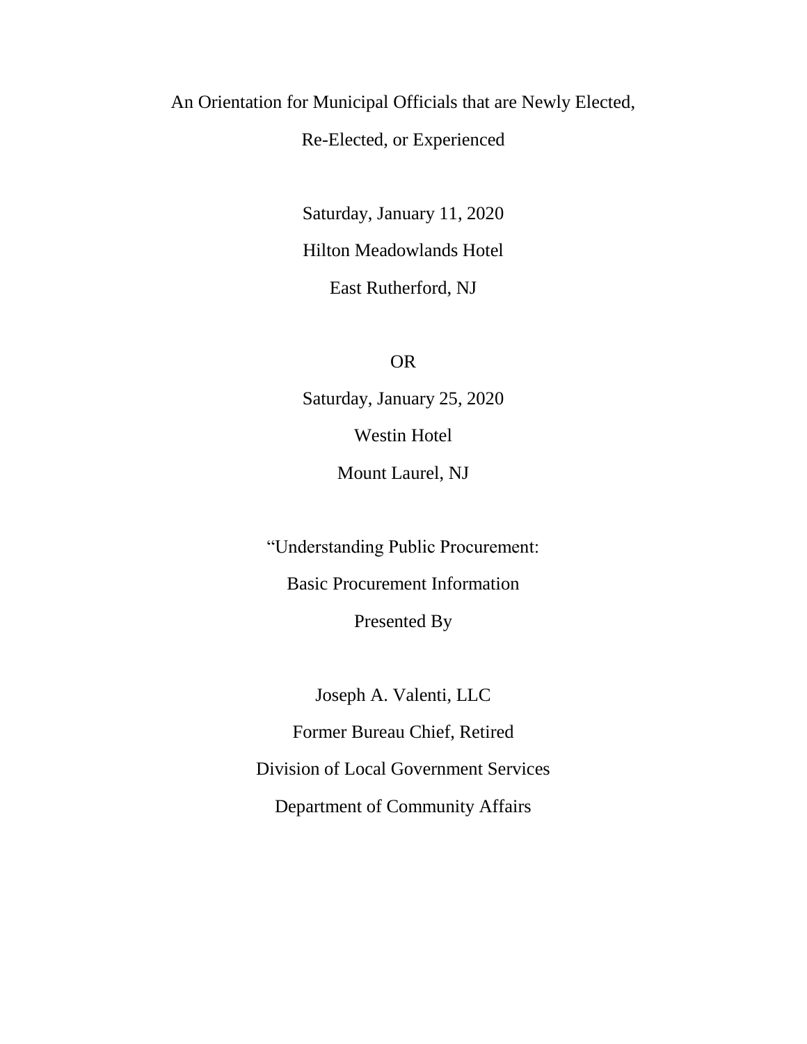An Orientation for Municipal Officials that are Newly Elected,

Re-Elected, or Experienced

Saturday, January 11, 2020

Hilton Meadowlands Hotel

East Rutherford, NJ

OR

Saturday, January 25, 2020

Westin Hotel

Mount Laurel, NJ

"Understanding Public Procurement:

Basic Procurement Information

Presented By

Joseph A. Valenti, LLC

Former Bureau Chief, Retired

Division of Local Government Services

Department of Community Affairs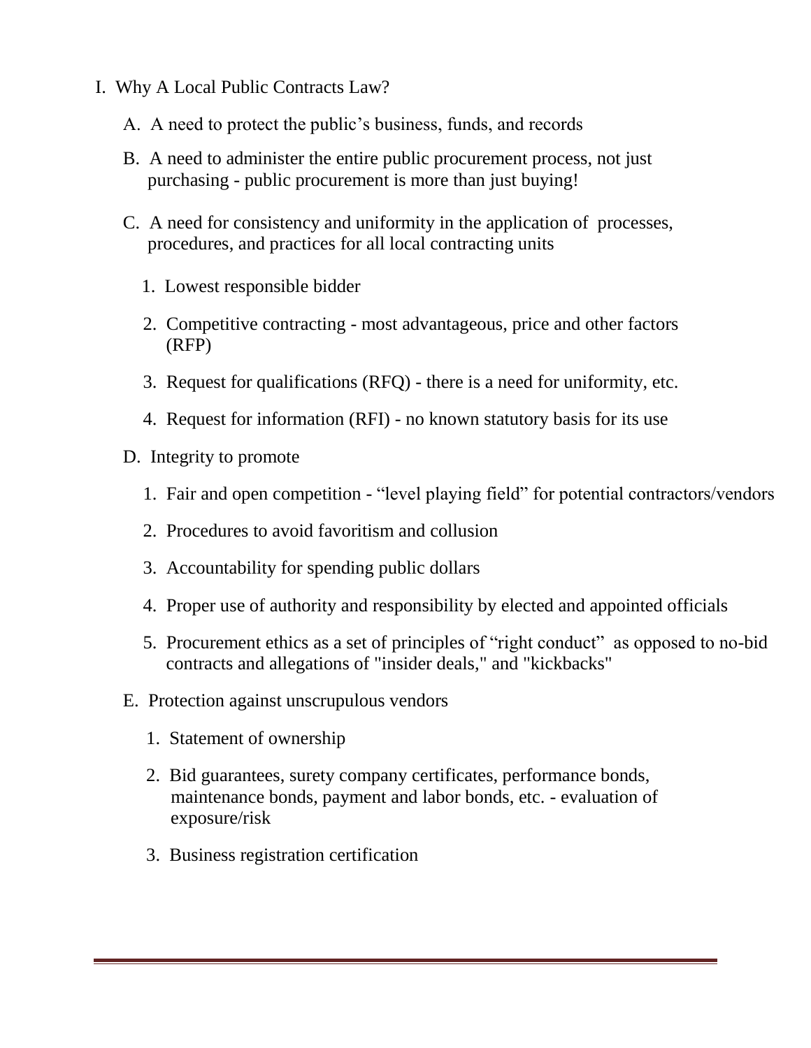I. Why A Local Public Contracts Law?

   A. A need to protect the public's business, funds, and records

   B. A need to administer the entire public procurement process, not just purchasing - public procurement is more than just buying!

   C. A need for consistency and uniformity in the application of processes, procedures, and practices for all local contracting units

      1. Lowest responsible bidder

      2. Competitive contracting - most advantageous, price and other factors (RFP)

      3. Request for qualifications (RFQ) - there is a need for uniformity, etc.

      4. Request for information (RFI) - no known statutory basis for its use

   D. Integrity to promote

      1. Fair and open competition - "level playing field" for potential contractors/vendors

      2. Procedures to avoid favoritism and collusion

      3. Accountability for spending public dollars

      4. Proper use of authority and responsibility by elected and appointed officials

      5. Procurement ethics as a set of principles of "right conduct" as opposed to no-bid contracts and allegations of "insider deals," and "kickbacks"

   E. Protection against unscrupulous vendors

      1. Statement of ownership

      2. Bid guarantees, surety company certificates, performance bonds, maintenance bonds, payment and labor bonds, etc. - evaluation of exposure/risk

      3. Business registration certification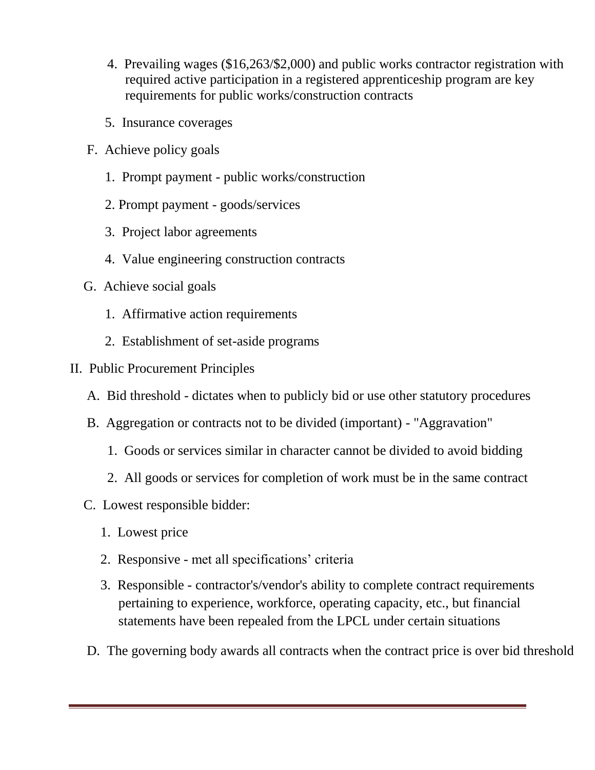4. Prevailing wages ($16,263/$2,000) and public works contractor registration with required active participation in a registered apprenticeship program are key requirements for public works/construction contracts

5. Insurance coverages

F. Achieve policy goals

1. Prompt payment - public works/construction

2. Prompt payment - goods/services

3. Project labor agreements

4. Value engineering construction contracts

G. Achieve social goals

1. Affirmative action requirements

2. Establishment of set-aside programs

II. Public Procurement Principles

A. Bid threshold - dictates when to publicly bid or use other statutory procedures

B. Aggregation or contracts not to be divided (important) - "Aggravation"

1. Goods or services similar in character cannot be divided to avoid bidding

2. All goods or services for completion of work must be in the same contract

C. Lowest responsible bidder:

1. Lowest price

2. Responsive - met all specifications' criteria

3. Responsible - contractor's/vendor's ability to complete contract requirements pertaining to experience, workforce, operating capacity, etc., but financial statements have been repealed from the LPCL under certain situations

D. The governing body awards all contracts when the contract price is over bid threshold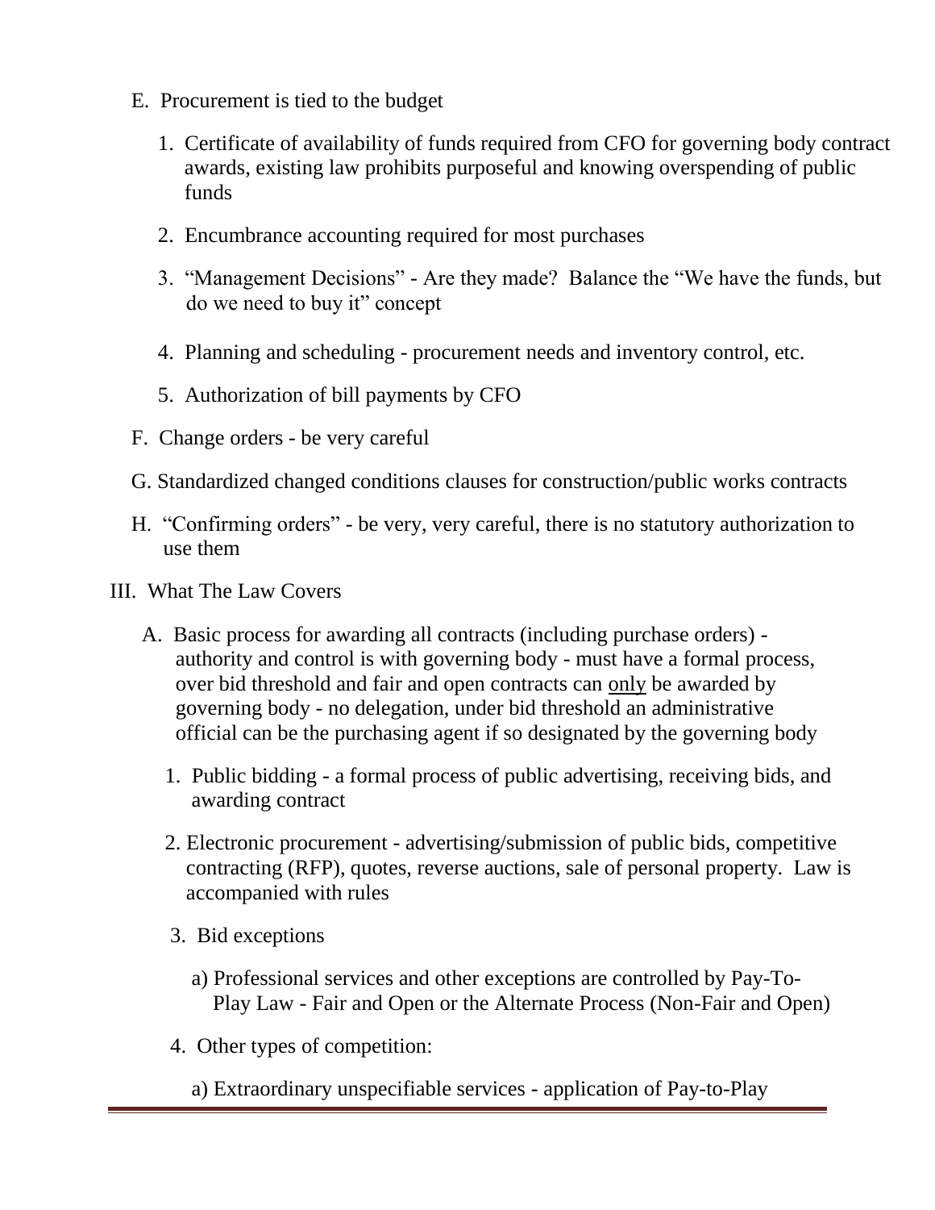E. Procurement is tied to the budget

1. Certificate of availability of funds required from CFO for governing body contract awards, existing law prohibits purposeful and knowing overspending of public funds

2. Encumbrance accounting required for most purchases

3. "Management Decisions" - Are they made? Balance the "We have the funds, but do we need to buy it" concept

4. Planning and scheduling - procurement needs and inventory control, etc.

5. Authorization of bill payments by CFO

F. Change orders - be very careful

G. Standardized changed conditions clauses for construction/public works contracts

H. "Confirming orders" - be very, very careful, there is no statutory authorization to use them

III. What The Law Covers

A. Basic process for awarding all contracts (including purchase orders) - authority and control is with governing body - must have a formal process, over bid threshold and fair and open contracts can <u>only</u> be awarded by governing body - no delegation, under bid threshold an administrative official can be the purchasing agent if so designated by the governing body

1. Public bidding - a formal process of public advertising, receiving bids, and awarding contract

2. Electronic procurement - advertising/submission of public bids, competitive contracting (RFP), quotes, reverse auctions, sale of personal property. Law is accompanied with rules

3. Bid exceptions

a) Professional services and other exceptions are controlled by Pay-To-Play Law - Fair and Open or the Alternate Process (Non-Fair and Open)

4. Other types of competition:

a) Extraordinary unspecifiable services - application of Pay-to-Play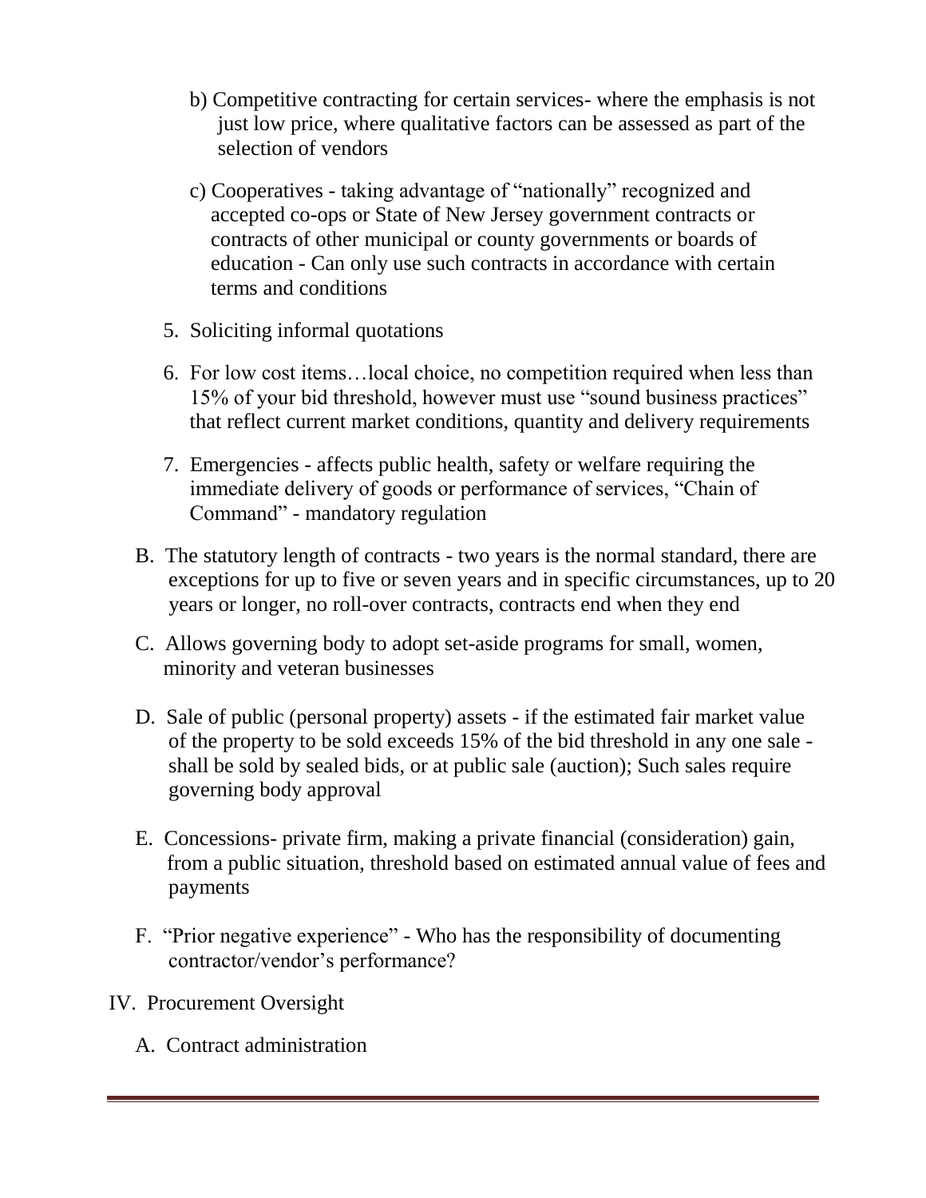b) Competitive contracting for certain services- where the emphasis is not just low price, where qualitative factors can be assessed as part of the selection of vendors

c) Cooperatives - taking advantage of "nationally" recognized and accepted co-ops or State of New Jersey government contracts or contracts of other municipal or county governments or boards of education - Can only use such contracts in accordance with certain terms and conditions

5. Soliciting informal quotations

6. For low cost items…local choice, no competition required when less than 15% of your bid threshold, however must use "sound business practices" that reflect current market conditions, quantity and delivery requirements

7. Emergencies - affects public health, safety or welfare requiring the immediate delivery of goods or performance of services, "Chain of Command" - mandatory regulation

B. The statutory length of contracts - two years is the normal standard, there are exceptions for up to five or seven years and in specific circumstances, up to 20 years or longer, no roll-over contracts, contracts end when they end

C. Allows governing body to adopt set-aside programs for small, women, minority and veteran businesses

D. Sale of public (personal property) assets - if the estimated fair market value of the property to be sold exceeds 15% of the bid threshold in any one sale - shall be sold by sealed bids, or at public sale (auction); Such sales require governing body approval

E. Concessions- private firm, making a private financial (consideration) gain, from a public situation, threshold based on estimated annual value of fees and payments

F. "Prior negative experience" - Who has the responsibility of documenting contractor/vendor's performance?

IV. Procurement Oversight

A. Contract administration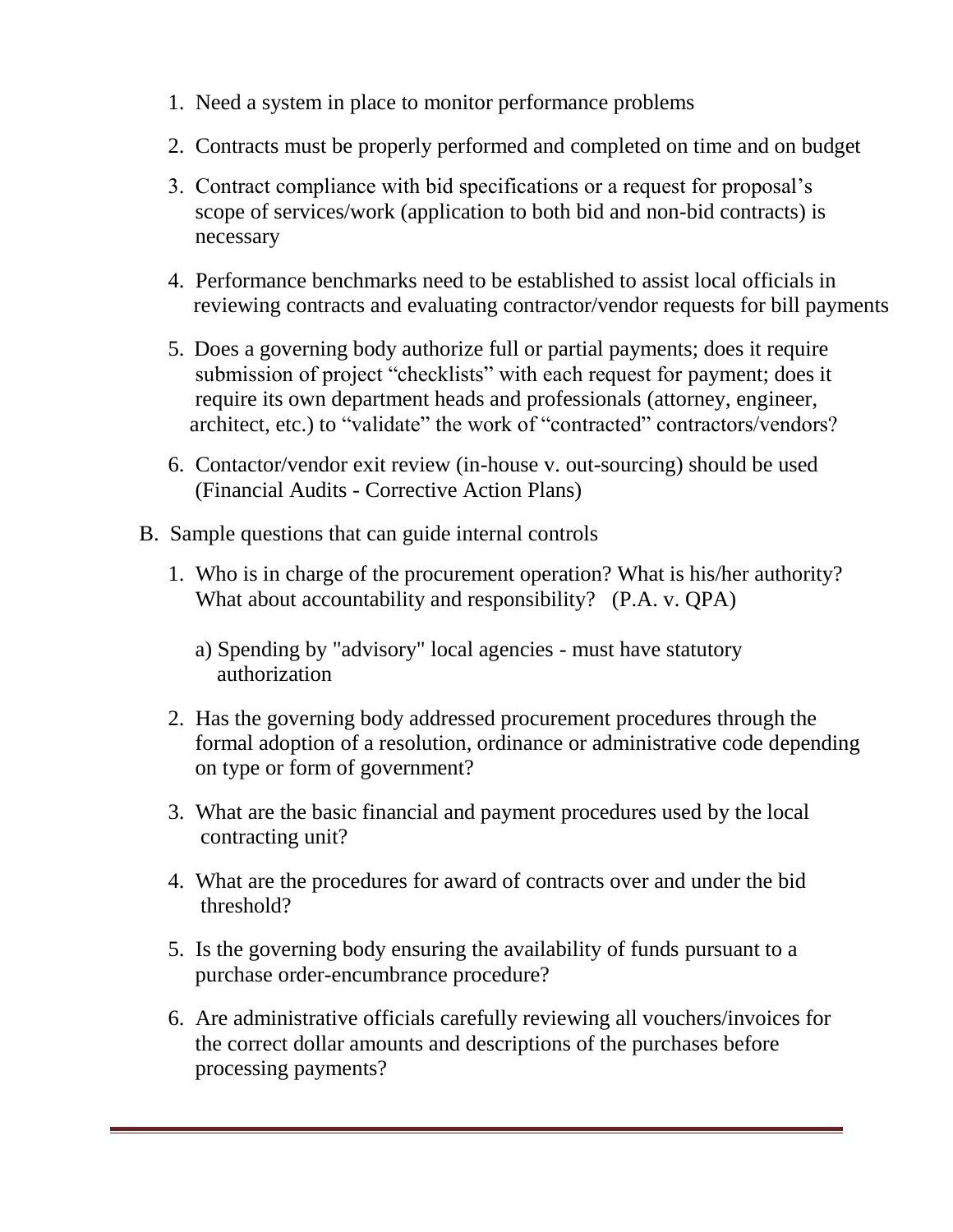1. Need a system in place to monitor performance problems

2. Contracts must be properly performed and completed on time and on budget

3. Contract compliance with bid specifications or a request for proposal's scope of services/work (application to both bid and non-bid contracts) is necessary

4. Performance benchmarks need to be established to assist local officials in reviewing contracts and evaluating contractor/vendor requests for bill payments

5. Does a governing body authorize full or partial payments; does it require submission of project "checklists" with each request for payment; does it require its own department heads and professionals (attorney, engineer, architect, etc.) to "validate" the work of "contracted" contractors/vendors?

6. Contactor/vendor exit review (in-house v. out-sourcing) should be used (Financial Audits - Corrective Action Plans)

B. Sample questions that can guide internal controls

1. Who is in charge of the procurement operation? What is his/her authority? What about accountability and responsibility? (P.A. v. QPA)

   a) Spending by "advisory" local agencies - must have statutory authorization

2. Has the governing body addressed procurement procedures through the formal adoption of a resolution, ordinance or administrative code depending on type or form of government?

3. What are the basic financial and payment procedures used by the local contracting unit?

4. What are the procedures for award of contracts over and under the bid threshold?

5. Is the governing body ensuring the availability of funds pursuant to a purchase order-encumbrance procedure?

6. Are administrative officials carefully reviewing all vouchers/invoices for the correct dollar amounts and descriptions of the purchases before processing payments?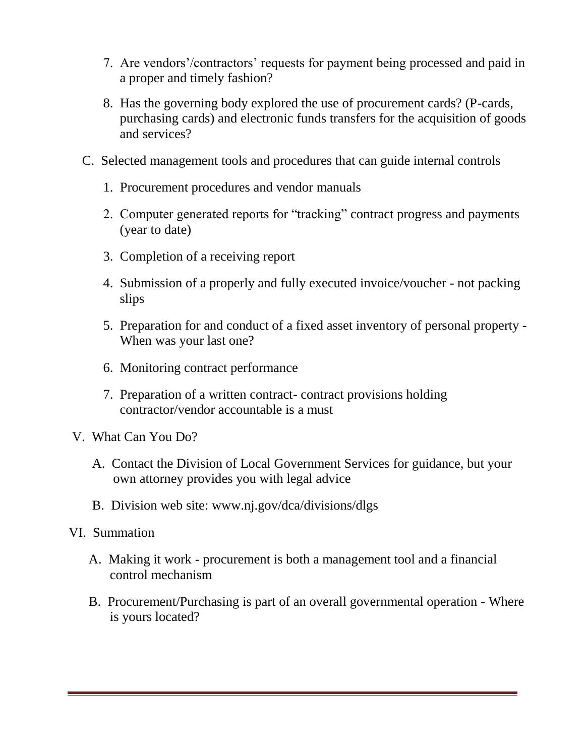7. Are vendors'/contractors' requests for payment being processed and paid in a proper and timely fashion?

8. Has the governing body explored the use of procurement cards? (P-cards, purchasing cards) and electronic funds transfers for the acquisition of goods and services?

C. Selected management tools and procedures that can guide internal controls

1. Procurement procedures and vendor manuals

2. Computer generated reports for "tracking" contract progress and payments (year to date)

3. Completion of a receiving report

4. Submission of a properly and fully executed invoice/voucher - not packing slips

5. Preparation for and conduct of a fixed asset inventory of personal property - When was your last one?

6. Monitoring contract performance

7. Preparation of a written contract- contract provisions holding contractor/vendor accountable is a must

V. What Can You Do?

A. Contact the Division of Local Government Services for guidance, but your own attorney provides you with legal advice

B. Division web site: www.nj.gov/dca/divisions/dlgs

VI. Summation

A. Making it work - procurement is both a management tool and a financial control mechanism

B. Procurement/Purchasing is part of an overall governmental operation - Where is yours located?